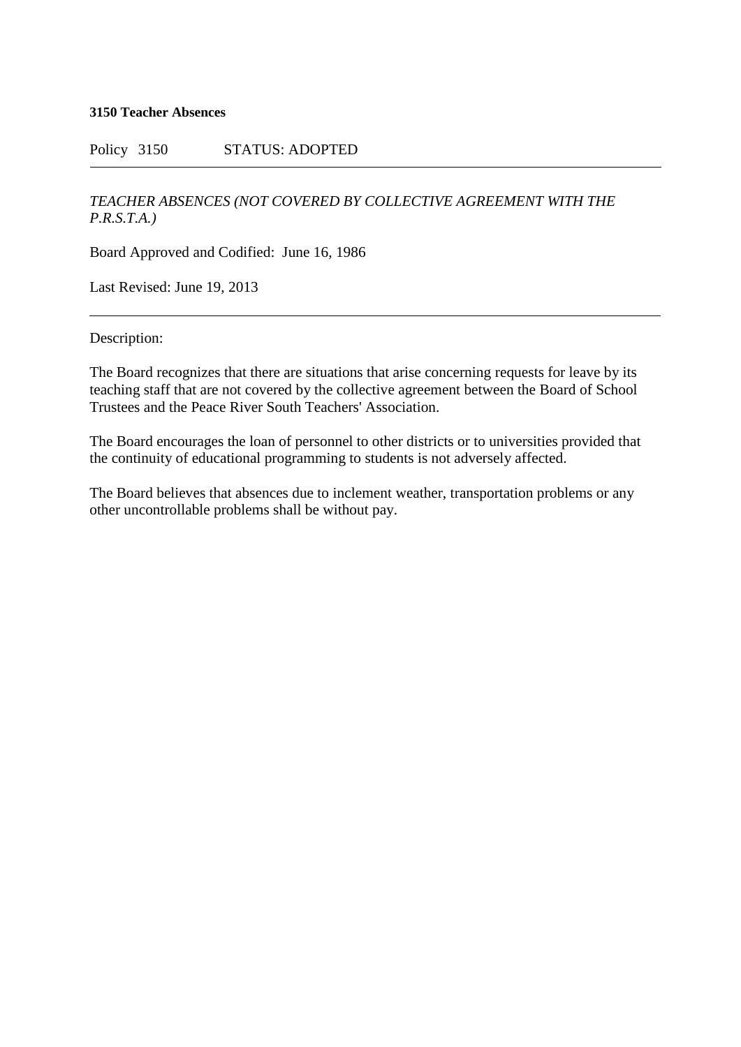**3150 Teacher Absences**

Policy 3150 STATUS: ADOPTED

---

*TEACHER ABSENCES (NOT COVERED BY COLLECTIVE AGREEMENT WITH THE P.R.S.T.A.)*

Board Approved and Codified: June 16, 1986

Last Revised: June 19, 2013

---

Description:

The Board recognizes that there are situations that arise concerning requests for leave by its teaching staff that are not covered by the collective agreement between the Board of School Trustees and the Peace River South Teachers' Association.

The Board encourages the loan of personnel to other districts or to universities provided that the continuity of educational programming to students is not adversely affected.

The Board believes that absences due to inclement weather, transportation problems or any other uncontrollable problems shall be without pay.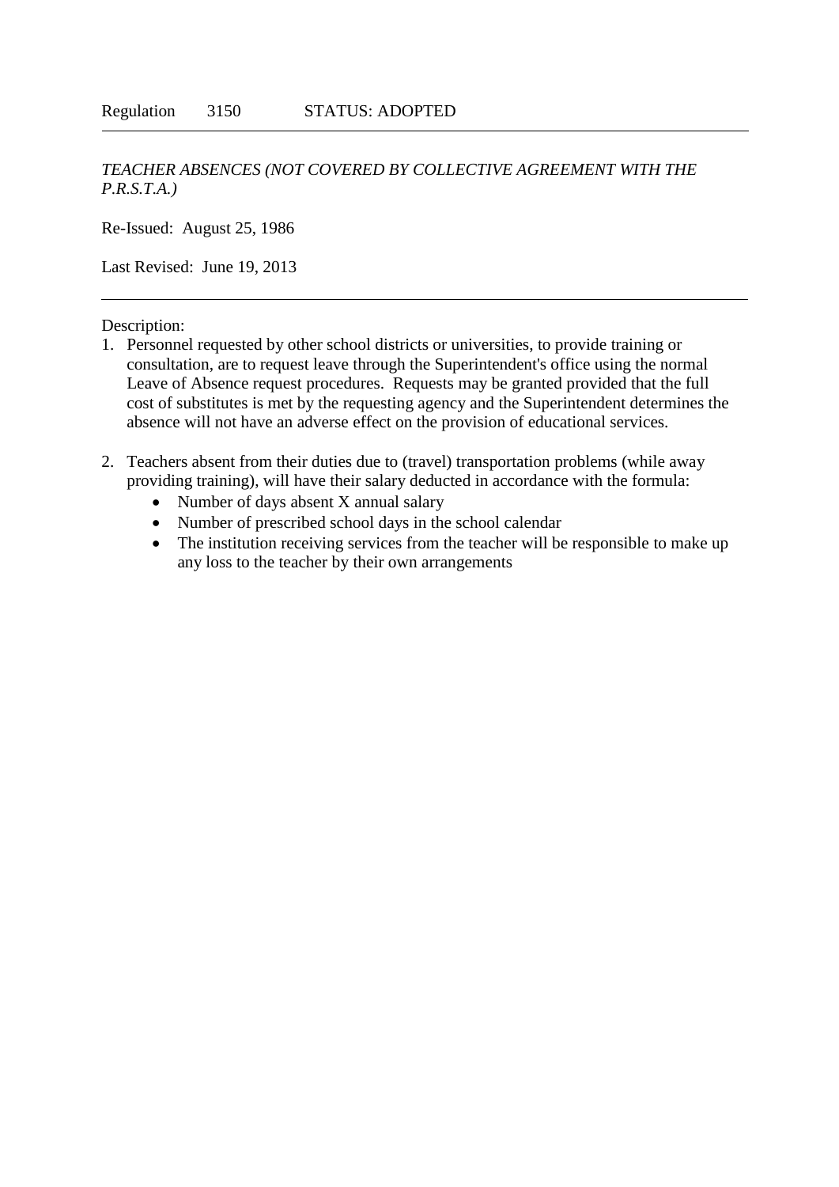Regulation 3150 STATUS: ADOPTED

---

*TEACHER ABSENCES (NOT COVERED BY COLLECTIVE AGREEMENT WITH THE P.R.S.T.A.)*

Re-Issued: August 25, 1986

Last Revised: June 19, 2013

---

Description:

1. Personnel requested by other school districts or universities, to provide training or consultation, are to request leave through the Superintendent's office using the normal Leave of Absence request procedures. Requests may be granted provided that the full cost of substitutes is met by the requesting agency and the Superintendent determines the absence will not have an adverse effect on the provision of educational services.

2. Teachers absent from their duties due to (travel) transportation problems (while away providing training), will have their salary deducted in accordance with the formula:
   - Number of days absent X annual salary
   - Number of prescribed school days in the school calendar
   - The institution receiving services from the teacher will be responsible to make up any loss to the teacher by their own arrangements